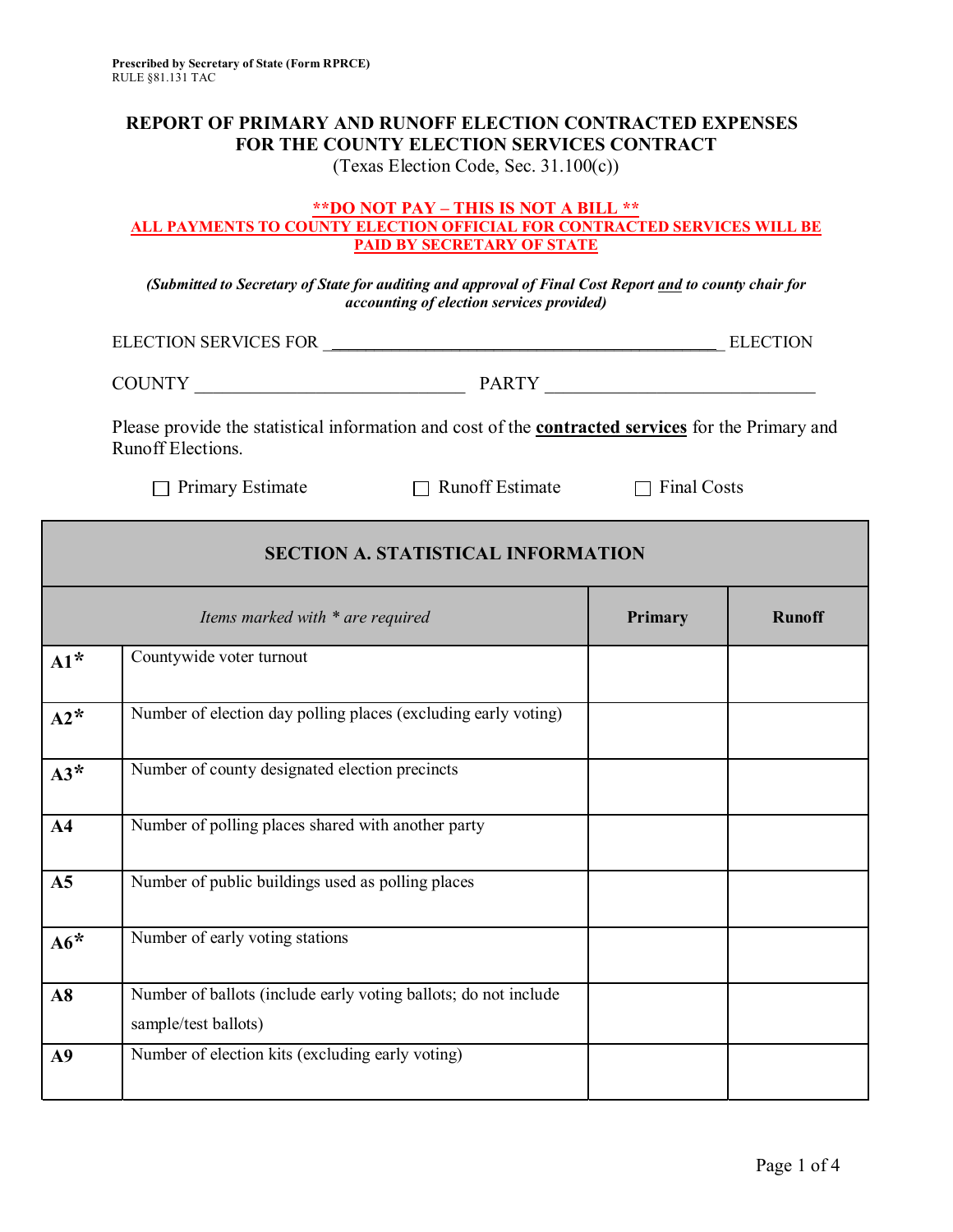**Prescribed by Secretary of State (Form RPRCE)**
RULE §81.131 TAC

# REPORT OF PRIMARY AND RUNOFF ELECTION CONTRACTED EXPENSES FOR THE COUNTY ELECTION SERVICES CONTRACT

(Texas Election Code, Sec. 31.100(c))

**\*\*DO NOT PAY – THIS IS NOT A BILL \*\***
**ALL PAYMENTS TO COUNTY ELECTION OFFICIAL FOR CONTRACTED SERVICES WILL BE PAID BY SECRETARY OF STATE**

***(Submitted to Secretary of State for auditing and approval of Final Cost Report and to county chair for accounting of election services provided)***

ELECTION SERVICES FOR ______________________________________________ ELECTION

COUNTY ______________________________ PARTY ______________________________

Please provide the statistical information and cost of the **contracted services** for the Primary and Runoff Elections.

☐ Primary Estimate ☐ Runoff Estimate ☐ Final Costs

| **SECTION A. STATISTICAL INFORMATION** | | | |
|---|---|---|---|
| | *Items marked with * are required* | **Primary** | **Runoff** |
| **A1*** | Countywide voter turnout | | |
| **A2*** | Number of election day polling places (excluding early voting) | | |
| **A3*** | Number of county designated election precincts | | |
| **A4** | Number of polling places shared with another party | | |
| **A5** | Number of public buildings used as polling places | | |
| **A6*** | Number of early voting stations | | |
| **A8** | Number of ballots (include early voting ballots; do not include sample/test ballots) | | |
| **A9** | Number of election kits (excluding early voting) | | |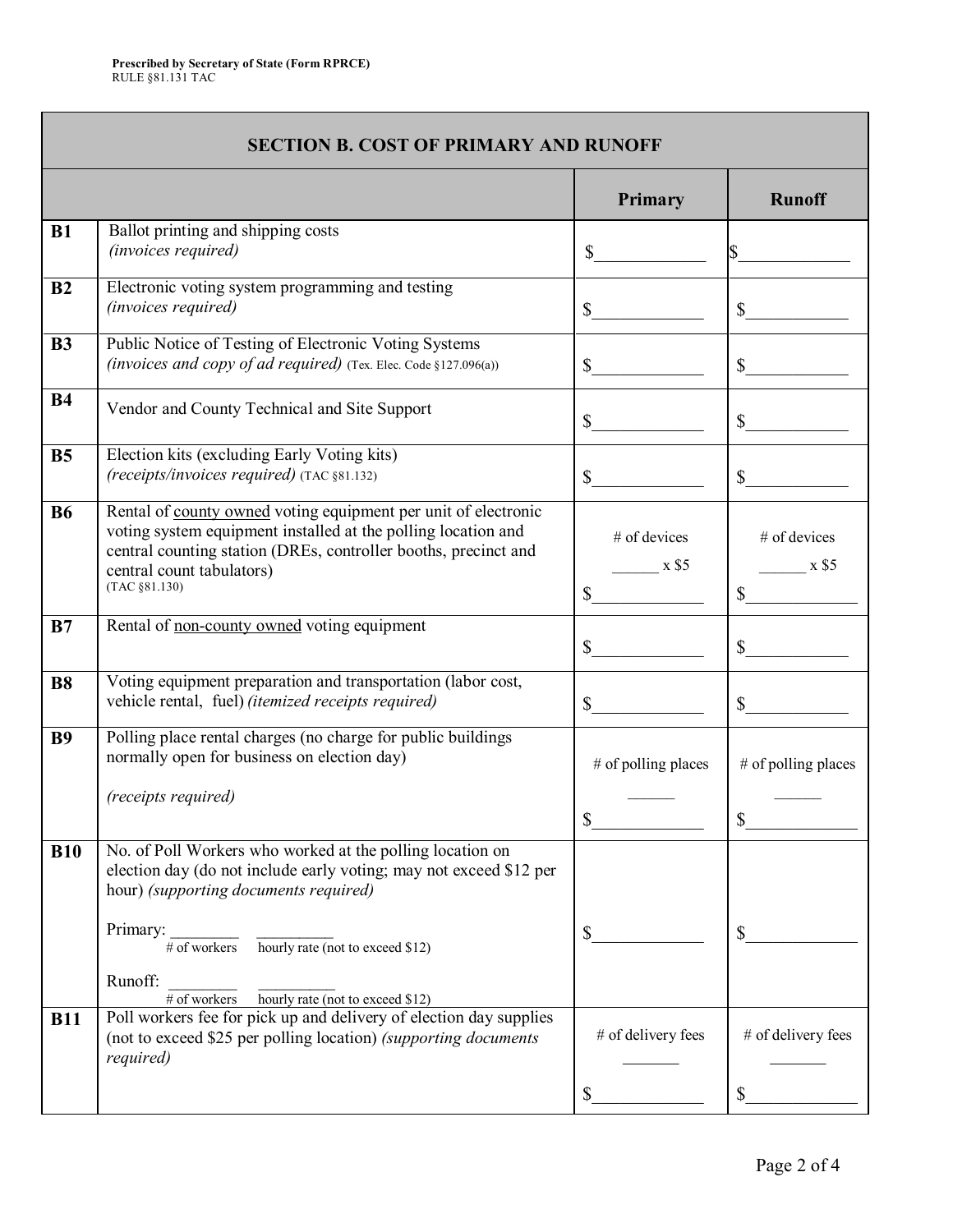Prescribed by Secretary of State (Form RPRCE)
RULE §81.131 TAC

## SECTION B. COST OF PRIMARY AND RUNOFF

| | | Primary | Runoff |
|---|---|---|---|
| **B1** | Ballot printing and shipping costs *(invoices required)* | $____________ | $____________ |
| **B2** | Electronic voting system programming and testing *(invoices required)* | $____________ | $____________ |
| **B3** | Public Notice of Testing of Electronic Voting Systems *(invoices and copy of ad required)* (Tex. Elec. Code §127.096(a)) | $____________ | $____________ |
| **B4** | Vendor and County Technical and Site Support | $____________ | $____________ |
| **B5** | Election kits (excluding Early Voting kits) *(receipts/invoices required)* (TAC §81.132) | $____________ | $____________ |
| **B6** | Rental of county owned voting equipment per unit of electronic voting system equipment installed at the polling location and central counting station (DREs, controller booths, precinct and central count tabulators) (TAC §81.130) | # of devices ______ x $5 $____________ | # of devices ______ x $5 $____________ |
| **B7** | Rental of non-county owned voting equipment | $____________ | $____________ |
| **B8** | Voting equipment preparation and transportation (labor cost, vehicle rental, fuel) *(itemized receipts required)* | $____________ | $____________ |
| **B9** | Polling place rental charges (no charge for public buildings normally open for business on election day) *(receipts required)* | # of polling places ______ $____________ | # of polling places ______ $____________ |
| **B10** | No. of Poll Workers who worked at the polling location on election day (do not include early voting; may not exceed $12 per hour) *(supporting documents required)*<br><br>Primary: ________ (# of workers) _________ (hourly rate (not to exceed $12))<br><br>Runoff: ________ (# of workers) _________ (hourly rate (not to exceed $12)) | $____________ | $____________ |
| **B11** | Poll workers fee for pick up and delivery of election day supplies (not to exceed $25 per polling location) *(supporting documents required)* | # of delivery fees _______ $____________ | # of delivery fees _______ $____________ |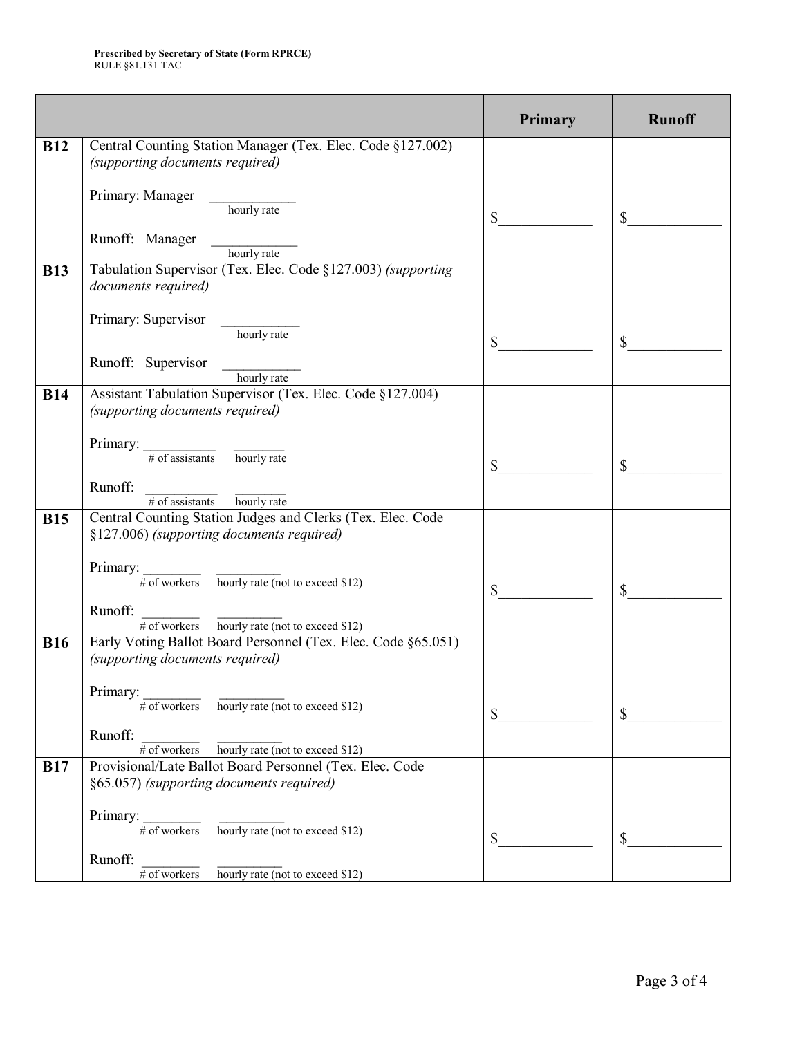**Prescribed by Secretary of State (Form RPRCE)**
RULE §81.131 TAC

| | | Primary | Runoff |
|---|---|---|---|
| **B12** | Central Counting Station Manager (Tex. Elec. Code §127.002) *(supporting documents required)*<br><br>Primary: Manager ____________ hourly rate<br><br>Runoff: Manager ____________ hourly rate | $____________ | $____________ |
| **B13** | Tabulation Supervisor (Tex. Elec. Code §127.003) *(supporting documents required)*<br><br>Primary: Supervisor ___________ hourly rate<br><br>Runoff: Supervisor ___________ hourly rate | $____________ | $____________ |
| **B14** | Assistant Tabulation Supervisor (Tex. Elec. Code §127.004) *(supporting documents required)*<br><br>Primary: __________ # of assistants _______ hourly rate<br><br>Runoff: __________ # of assistants _______ hourly rate | $____________ | $____________ |
| **B15** | Central Counting Station Judges and Clerks (Tex. Elec. Code §127.006) *(supporting documents required)*<br><br>Primary: ________ # of workers _________ hourly rate (not to exceed $12)<br><br>Runoff: ________ # of workers _________ hourly rate (not to exceed $12) | $____________ | $____________ |
| **B16** | Early Voting Ballot Board Personnel (Tex. Elec. Code §65.051) *(supporting documents required)*<br><br>Primary: ________ # of workers _________ hourly rate (not to exceed $12)<br><br>Runoff: ________ # of workers _________ hourly rate (not to exceed $12) | $____________ | $____________ |
| **B17** | Provisional/Late Ballot Board Personnel (Tex. Elec. Code §65.057) *(supporting documents required)*<br><br>Primary: ________ # of workers _________ hourly rate (not to exceed $12)<br><br>Runoff: ________ # of workers _________ hourly rate (not to exceed $12) | $____________ | $____________ |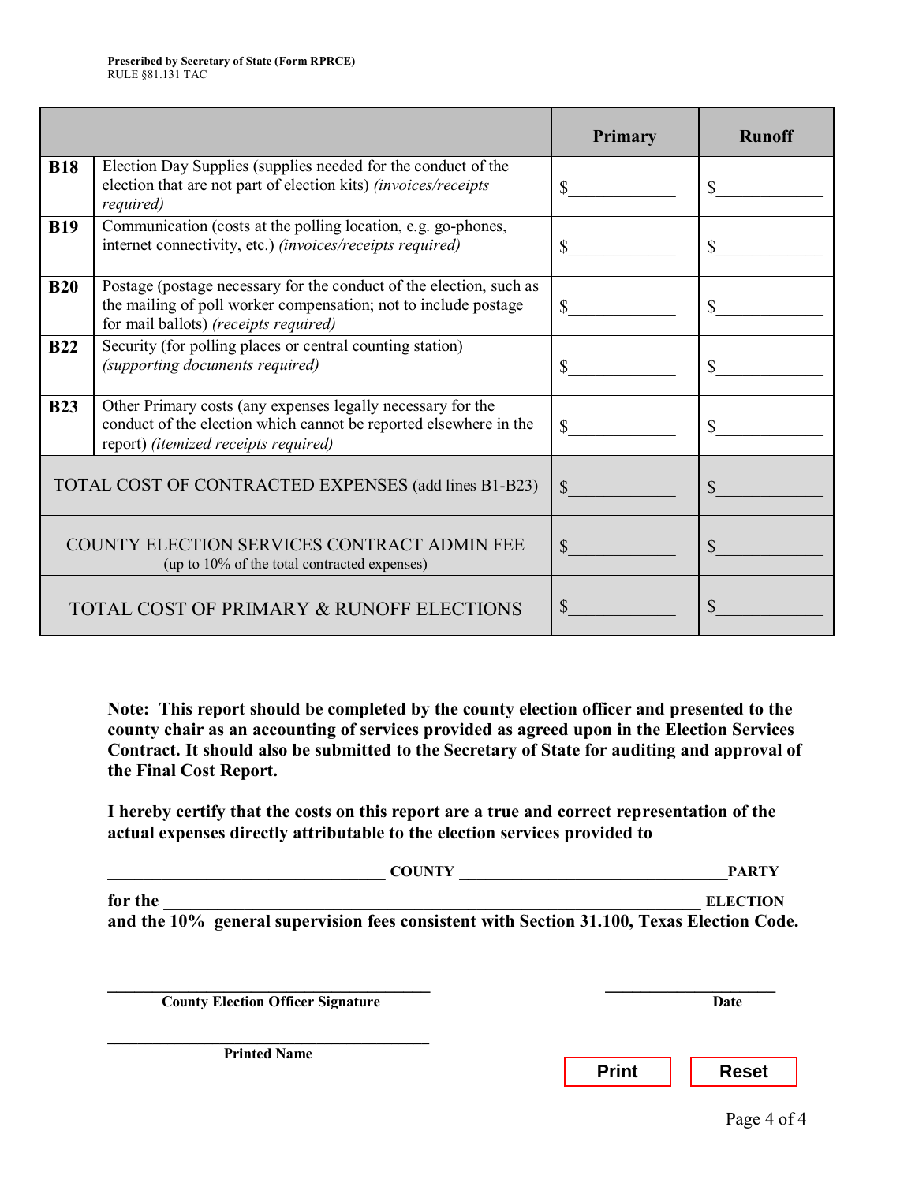Prescribed by Secretary of State (Form RPRCE)
RULE §81.131 TAC

| | | Primary | Runoff |
|---|---|---|---|
| **B18** | Election Day Supplies (supplies needed for the conduct of the election that are not part of election kits) *(invoices/receipts required)* | $____________ | $____________ |
| **B19** | Communication (costs at the polling location, e.g. go-phones, internet connectivity, etc.) *(invoices/receipts required)* | $____________ | $____________ |
| **B20** | Postage (postage necessary for the conduct of the election, such as the mailing of poll worker compensation; not to include postage for mail ballots) *(receipts required)* | $____________ | $____________ |
| **B22** | Security (for polling places or central counting station) *(supporting documents required)* | $____________ | $____________ |
| **B23** | Other Primary costs (any expenses legally necessary for the conduct of the election which cannot be reported elsewhere in the report) *(itemized receipts required)* | $____________ | $____________ |
| TOTAL COST OF CONTRACTED EXPENSES (add lines B1-B23) | | $____________ | $____________ |
| COUNTY ELECTION SERVICES CONTRACT ADMIN FEE (up to 10% of the total contracted expenses) | | $____________ | $____________ |
| TOTAL COST OF PRIMARY & RUNOFF ELECTIONS | | $____________ | $____________ |

**Note: This report should be completed by the county election officer and presented to the county chair as an accounting of services provided as agreed upon in the Election Services Contract. It should also be submitted to the Secretary of State for auditing and approval of the Final Cost Report.**

**I hereby certify that the costs on this report are a true and correct representation of the actual expenses directly attributable to the election services provided to**

**__________________________________ COUNTY ________________________________PARTY**

**for the _________________________________________________________________ ELECTION and the 10% general supervision fees consistent with Section 31.100, Texas Election Code.**

________________________________________
**County Election Officer Signature**

____________________
**Date**

________________________________________
**Printed Name**

Print

Reset